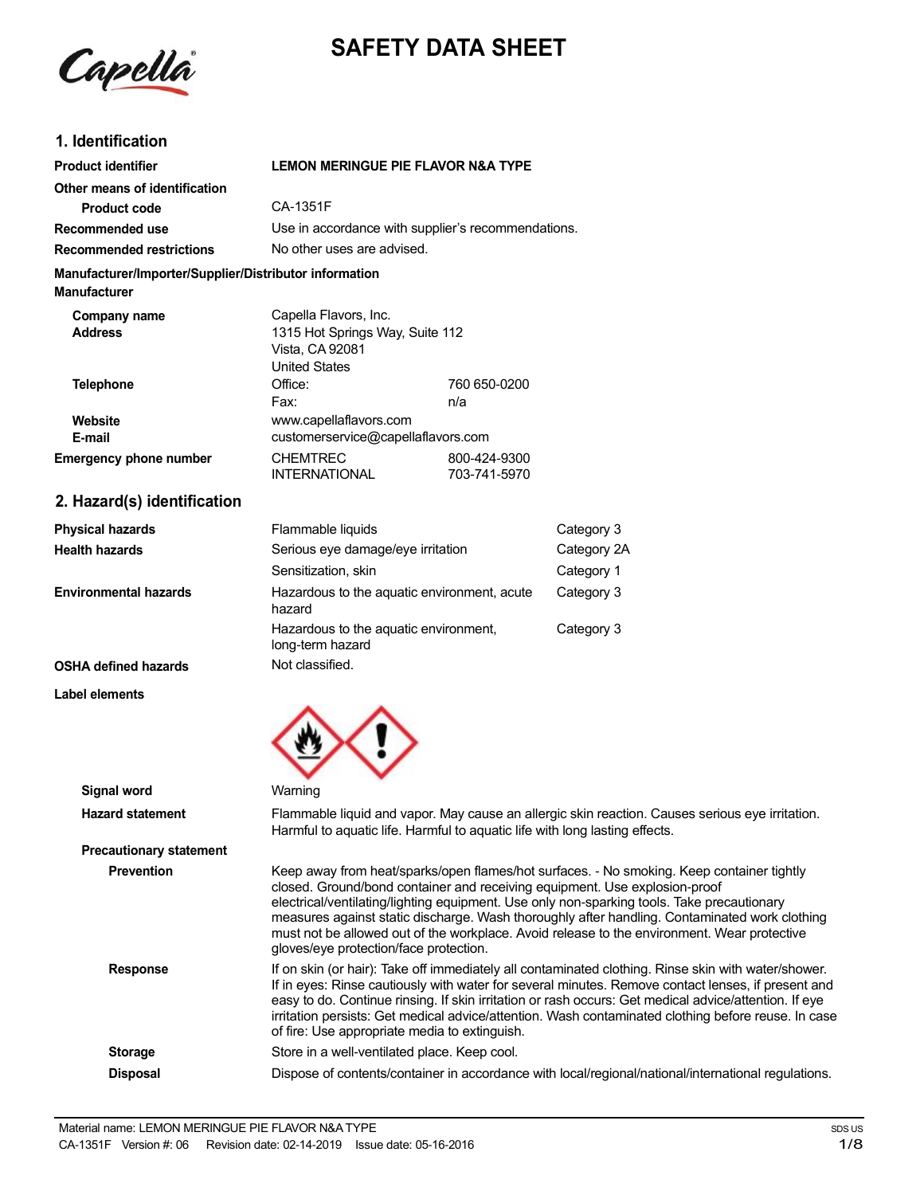# SAFETY DATA SHEET

## 1. Identification

| | |
|---|---|
| **Product identifier** | **LEMON MERINGUE PIE FLAVOR N&A TYPE** |
| **Other means of identification** | |
| **Product code** | CA-1351F |
| **Recommended use** | Use in accordance with supplier's recommendations. |
| **Recommended restrictions** | No other uses are advised. |

**Manufacturer/Importer/Supplier/Distributor information**

**Manufacturer**

| | | |
|---|---|---|
| **Company name** | Capella Flavors, Inc. | |
| **Address** | 1315 Hot Springs Way, Suite 112<br>Vista, CA 92081<br>United States | |
| **Telephone** | Office: | 760 650-0200 |
| | Fax: | n/a |
| **Website** | www.capellaflavors.com | |
| **E-mail** | customerservice@capellaflavors.com | |
| **Emergency phone number** | CHEMTREC | 800-424-9300 |
| | INTERNATIONAL | 703-741-5970 |

## 2. Hazard(s) identification

| | | |
|---|---|---|
| **Physical hazards** | Flammable liquids | Category 3 |
| **Health hazards** | Serious eye damage/eye irritation | Category 2A |
| | Sensitization, skin | Category 1 |
| **Environmental hazards** | Hazardous to the aquatic environment, acute hazard | Category 3 |
| | Hazardous to the aquatic environment, long-term hazard | Category 3 |
| **OSHA defined hazards** | Not classified. | |

**Label elements**

**Signal word** Warning

**Hazard statement** Flammable liquid and vapor. May cause an allergic skin reaction. Causes serious eye irritation. Harmful to aquatic life. Harmful to aquatic life with long lasting effects.

**Precautionary statement**

**Prevention** Keep away from heat/sparks/open flames/hot surfaces. - No smoking. Keep container tightly closed. Ground/bond container and receiving equipment. Use explosion-proof electrical/ventilating/lighting equipment. Use only non-sparking tools. Take precautionary measures against static discharge. Wash thoroughly after handling. Contaminated work clothing must not be allowed out of the workplace. Avoid release to the environment. Wear protective gloves/eye protection/face protection.

**Response** If on skin (or hair): Take off immediately all contaminated clothing. Rinse skin with water/shower. If in eyes: Rinse cautiously with water for several minutes. Remove contact lenses, if present and easy to do. Continue rinsing. If skin irritation or rash occurs: Get medical advice/attention. If eye irritation persists: Get medical advice/attention. Wash contaminated clothing before reuse. In case of fire: Use appropriate media to extinguish.

**Storage** Store in a well-ventilated place. Keep cool.

**Disposal** Dispose of contents/container in accordance with local/regional/national/international regulations.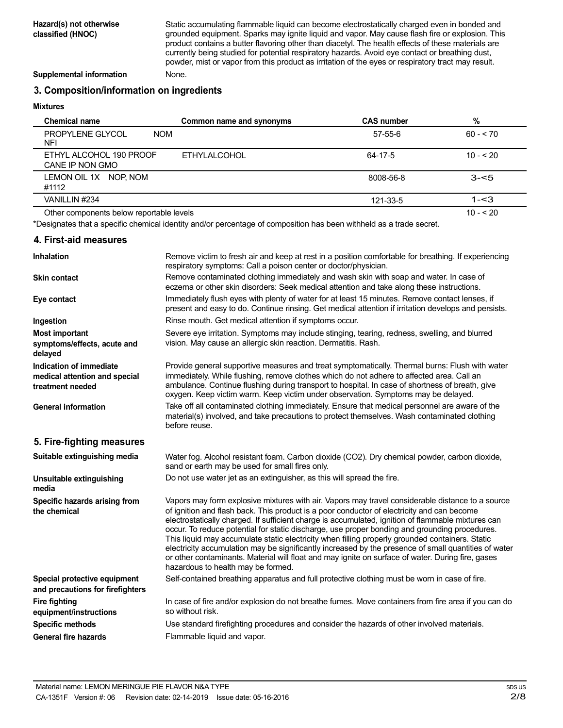| | |
|---|---|
| **Hazard(s) not otherwise classified (HNOC)** | Static accumulating flammable liquid can become electrostatically charged even in bonded and grounded equipment. Sparks may ignite liquid and vapor. May cause flash fire or explosion. This product contains a butter flavoring other than diacetyl. The health effects of these materials are currently being studied for potential respiratory hazards. Avoid eye contact or breathing dust, powder, mist or vapor from this product as irritation of the eyes or respiratory tract may result. |
| **Supplemental information** | None. |

## 3. Composition/information on ingredients

**Mixtures**

| Chemical name | Common name and synonyms | CAS number | % |
|---|---|---|---|
| PROPYLENE GLYCOL NOM NFI | | 57-55-6 | 60 - < 70 |
| ETHYL ALCOHOL 190 PROOF CANE IP NON GMO | ETHYLALCOHOL | 64-17-5 | 10 - < 20 |
| LEMON OIL 1X NOP, NOM #1112 | | 8008-56-8 | 3-<5 |
| VANILLIN #234 | | 121-33-5 | 1-<3 |
| Other components below reportable levels | | | 10 - < 20 |

*Designates that a specific chemical identity and/or percentage of composition has been withheld as a trade secret.

## 4. First-aid measures

| | |
|---|---|
| **Inhalation** | Remove victim to fresh air and keep at rest in a position comfortable for breathing. If experiencing respiratory symptoms: Call a poison center or doctor/physician. |
| **Skin contact** | Remove contaminated clothing immediately and wash skin with soap and water. In case of eczema or other skin disorders: Seek medical attention and take along these instructions. |
| **Eye contact** | Immediately flush eyes with plenty of water for at least 15 minutes. Remove contact lenses, if present and easy to do. Continue rinsing. Get medical attention if irritation develops and persists. |
| **Ingestion** | Rinse mouth. Get medical attention if symptoms occur. |
| **Most important symptoms/effects, acute and delayed** | Severe eye irritation. Symptoms may include stinging, tearing, redness, swelling, and blurred vision. May cause an allergic skin reaction. Dermatitis. Rash. |
| **Indication of immediate medical attention and special treatment needed** | Provide general supportive measures and treat symptomatically. Thermal burns: Flush with water immediately. While flushing, remove clothes which do not adhere to affected area. Call an ambulance. Continue flushing during transport to hospital. In case of shortness of breath, give oxygen. Keep victim warm. Keep victim under observation. Symptoms may be delayed. |
| **General information** | Take off all contaminated clothing immediately. Ensure that medical personnel are aware of the material(s) involved, and take precautions to protect themselves. Wash contaminated clothing before reuse. |

## 5. Fire-fighting measures

| | |
|---|---|
| **Suitable extinguishing media** | Water fog. Alcohol resistant foam. Carbon dioxide ($CO_2$). Dry chemical powder, carbon dioxide, sand or earth may be used for small fires only. |
| **Unsuitable extinguishing media** | Do not use water jet as an extinguisher, as this will spread the fire. |
| **Specific hazards arising from the chemical** | Vapors may form explosive mixtures with air. Vapors may travel considerable distance to a source of ignition and flash back. This product is a poor conductor of electricity and can become electrostatically charged. If sufficient charge is accumulated, ignition of flammable mixtures can occur. To reduce potential for static discharge, use proper bonding and grounding procedures. This liquid may accumulate static electricity when filling properly grounded containers. Static electricity accumulation may be significantly increased by the presence of small quantities of water or other contaminants. Material will float and may ignite on surface of water. During fire, gases hazardous to health may be formed. |
| **Special protective equipment and precautions for firefighters** | Self-contained breathing apparatus and full protective clothing must be worn in case of fire. |
| **Fire fighting equipment/instructions** | In case of fire and/or explosion do not breathe fumes. Move containers from fire area if you can do so without risk. |
| **Specific methods** | Use standard firefighting procedures and consider the hazards of other involved materials. |
| **General fire hazards** | Flammable liquid and vapor. |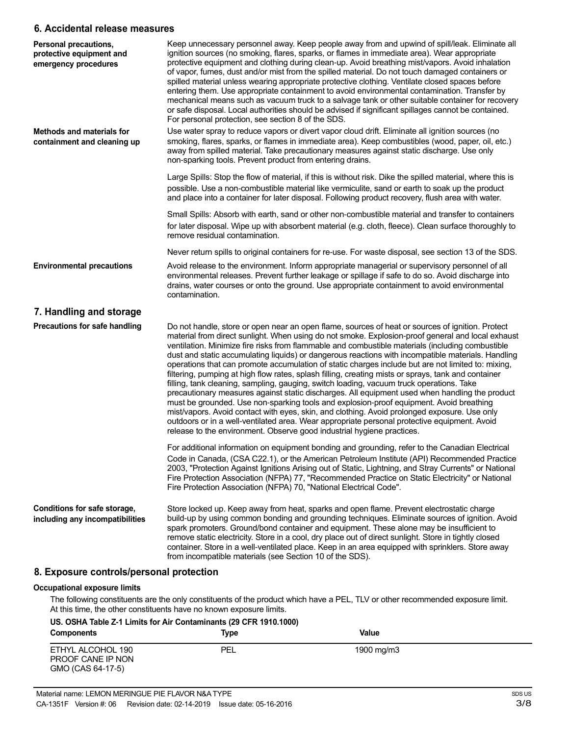## 6. Accidental release measures

**Personal precautions, protective equipment and emergency procedures**

Keep unnecessary personnel away. Keep people away from and upwind of spill/leak. Eliminate all ignition sources (no smoking, flares, sparks, or flames in immediate area). Wear appropriate protective equipment and clothing during clean-up. Avoid breathing mist/vapors. Avoid inhalation of vapor, fumes, dust and/or mist from the spilled material. Do not touch damaged containers or spilled material unless wearing appropriate protective clothing. Ventilate closed spaces before entering them. Use appropriate containment to avoid environmental contamination. Transfer by mechanical means such as vacuum truck to a salvage tank or other suitable container for recovery or safe disposal. Local authorities should be advised if significant spillages cannot be contained. For personal protection, see section 8 of the SDS.

**Methods and materials for containment and cleaning up**

Use water spray to reduce vapors or divert vapor cloud drift. Eliminate all ignition sources (no smoking, flares, sparks, or flames in immediate area). Keep combustibles (wood, paper, oil, etc.) away from spilled material. Take precautionary measures against static discharge. Use only non-sparking tools. Prevent product from entering drains.

Large Spills: Stop the flow of material, if this is without risk. Dike the spilled material, where this is possible. Use a non-combustible material like vermiculite, sand or earth to soak up the product and place into a container for later disposal. Following product recovery, flush area with water.

Small Spills: Absorb with earth, sand or other non-combustible material and transfer to containers for later disposal. Wipe up with absorbent material (e.g. cloth, fleece). Clean surface thoroughly to remove residual contamination.

Never return spills to original containers for re-use. For waste disposal, see section 13 of the SDS.

**Environmental precautions**

Avoid release to the environment. Inform appropriate managerial or supervisory personnel of all environmental releases. Prevent further leakage or spillage if safe to do so. Avoid discharge into drains, water courses or onto the ground. Use appropriate containment to avoid environmental contamination.

## 7. Handling and storage

**Precautions for safe handling**

Do not handle, store or open near an open flame, sources of heat or sources of ignition. Protect material from direct sunlight. When using do not smoke. Explosion-proof general and local exhaust ventilation. Minimize fire risks from flammable and combustible materials (including combustible dust and static accumulating liquids) or dangerous reactions with incompatible materials. Handling operations that can promote accumulation of static charges include but are not limited to: mixing, filtering, pumping at high flow rates, splash filling, creating mists or sprays, tank and container filling, tank cleaning, sampling, gauging, switch loading, vacuum truck operations. Take precautionary measures against static discharges. All equipment used when handling the product must be grounded. Use non-sparking tools and explosion-proof equipment. Avoid breathing mist/vapors. Avoid contact with eyes, skin, and clothing. Avoid prolonged exposure. Use only outdoors or in a well-ventilated area. Wear appropriate personal protective equipment. Avoid release to the environment. Observe good industrial hygiene practices.

For additional information on equipment bonding and grounding, refer to the Canadian Electrical Code in Canada, (CSA C22.1), or the American Petroleum Institute (API) Recommended Practice 2003, "Protection Against Ignitions Arising out of Static, Lightning, and Stray Currents" or National Fire Protection Association (NFPA) 77, "Recommended Practice on Static Electricity" or National Fire Protection Association (NFPA) 70, "National Electrical Code".

**Conditions for safe storage, including any incompatibilities**

Store locked up. Keep away from heat, sparks and open flame. Prevent electrostatic charge build-up by using common bonding and grounding techniques. Eliminate sources of ignition. Avoid spark promoters. Ground/bond container and equipment. These alone may be insufficient to remove static electricity. Store in a cool, dry place out of direct sunlight. Store in tightly closed container. Store in a well-ventilated place. Keep in an area equipped with sprinklers. Store away from incompatible materials (see Section 10 of the SDS).

## 8. Exposure controls/personal protection

**Occupational exposure limits**

The following constituents are the only constituents of the product which have a PEL, TLV or other recommended exposure limit. At this time, the other constituents have no known exposure limits.

**US. OSHA Table Z-1 Limits for Air Contaminants (29 CFR 1910.1000)**

| Components | Type | Value |
|---|---|---|
| ETHYL ALCOHOL 190 PROOF CANE IP NON GMO (CAS 64-17-5) | PEL | 1900 mg/m3 |

Material name: LEMON MERINGUE PIE FLAVOR N&A TYPE

CA-1351F Version #: 06 Revision date: 02-14-2019 Issue date: 05-16-2016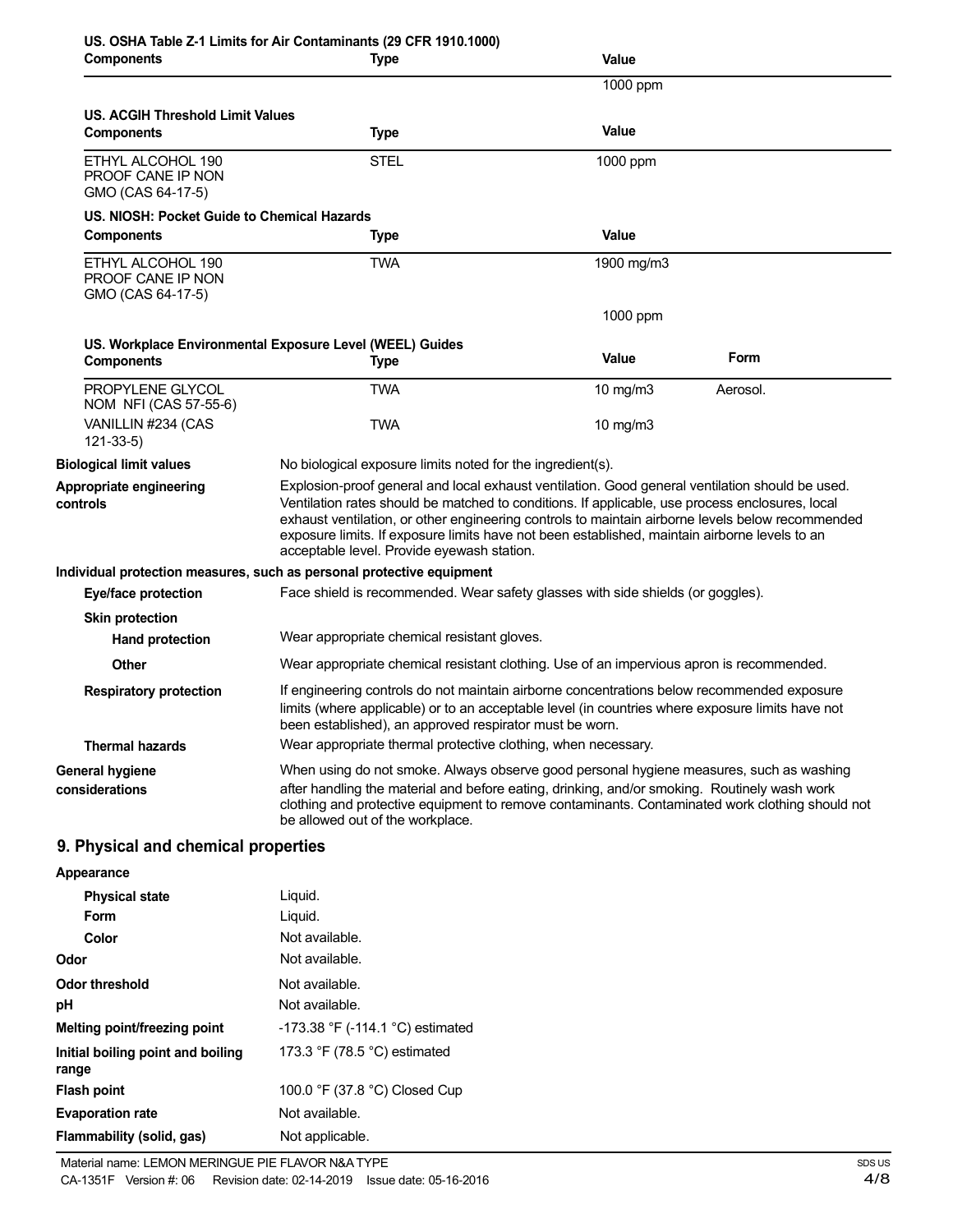**US. OSHA Table Z-1 Limits for Air Contaminants (29 CFR 1910.1000)**

| Components | Type | Value |
|---|---|---|
| | | 1000 ppm |

**US. ACGIH Threshold Limit Values**

| Components | Type | Value |
|---|---|---|
| ETHYL ALCOHOL 190 PROOF CANE IP NON GMO (CAS 64-17-5) | STEL | 1000 ppm |

**US. NIOSH: Pocket Guide to Chemical Hazards**

| Components | Type | Value |
|---|---|---|
| ETHYL ALCOHOL 190 PROOF CANE IP NON GMO (CAS 64-17-5) | TWA | 1900 mg/m3 |
| | | 1000 ppm |

**US. Workplace Environmental Exposure Level (WEEL) Guides**

| Components | Type | Value | Form |
|---|---|---|---|
| PROPYLENE GLYCOL NOM NFI (CAS 57-55-6) | TWA | 10 mg/m3 | Aerosol. |
| VANILLIN #234 (CAS 121-33-5) | TWA | 10 mg/m3 | |

**Biological limit values**
No biological exposure limits noted for the ingredient(s).

**Appropriate engineering controls**
Explosion-proof general and local exhaust ventilation. Good general ventilation should be used. Ventilation rates should be matched to conditions. If applicable, use process enclosures, local exhaust ventilation, or other engineering controls to maintain airborne levels below recommended exposure limits. If exposure limits have not been established, maintain airborne levels to an acceptable level. Provide eyewash station.

**Individual protection measures, such as personal protective equipment**

**Eye/face protection**
Face shield is recommended. Wear safety glasses with side shields (or goggles).

**Skin protection**

**Hand protection**
Wear appropriate chemical resistant gloves.

**Other**
Wear appropriate chemical resistant clothing. Use of an impervious apron is recommended.

**Respiratory protection**
If engineering controls do not maintain airborne concentrations below recommended exposure limits (where applicable) or to an acceptable level (in countries where exposure limits have not been established), an approved respirator must be worn.

**Thermal hazards**
Wear appropriate thermal protective clothing, when necessary.

**General hygiene considerations**
When using do not smoke. Always observe good personal hygiene measures, such as washing after handling the material and before eating, drinking, and/or smoking. Routinely wash work clothing and protective equipment to remove contaminants. Contaminated work clothing should not be allowed out of the workplace.

## 9. Physical and chemical properties

**Appearance**

| | |
|---|---|
| Physical state | Liquid. |
| Form | Liquid. |
| Color | Not available. |
| Odor | Not available. |
| Odor threshold | Not available. |
| pH | Not available. |
| Melting point/freezing point | -173.38 °F (-114.1 °C) estimated |
| Initial boiling point and boiling range | 173.3 °F (78.5 °C) estimated |
| Flash point | 100.0 °F (37.8 °C) Closed Cup |
| Evaporation rate | Not available. |
| Flammability (solid, gas) | Not applicable. |

Material name: LEMON MERINGUE PIE FLAVOR N&A TYPE
CA-1351F Version #: 06 Revision date: 02-14-2019 Issue date: 05-16-2016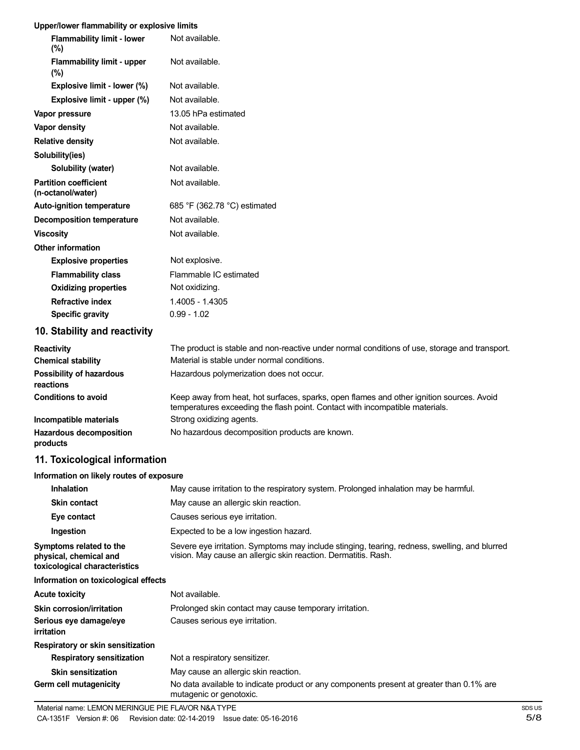**Upper/lower flammability or explosive limits**

| | |
|---|---|
| **Flammability limit - lower (%)** | Not available. |
| **Flammability limit - upper (%)** | Not available. |
| **Explosive limit - lower (%)** | Not available. |
| **Explosive limit - upper (%)** | Not available. |
| **Vapor pressure** | 13.05 hPa estimated |
| **Vapor density** | Not available. |
| **Relative density** | Not available. |
| **Solubility(ies)** | |
| **Solubility (water)** | Not available. |
| **Partition coefficient (n-octanol/water)** | Not available. |
| **Auto-ignition temperature** | 685 °F (362.78 °C) estimated |
| **Decomposition temperature** | Not available. |
| **Viscosity** | Not available. |
| **Other information** | |
| **Explosive properties** | Not explosive. |
| **Flammability class** | Flammable IC estimated |
| **Oxidizing properties** | Not oxidizing. |
| **Refractive index** | 1.4005 - 1.4305 |
| **Specific gravity** | 0.99 - 1.02 |

## 10. Stability and reactivity

| | |
|---|---|
| **Reactivity** | The product is stable and non-reactive under normal conditions of use, storage and transport. |
| **Chemical stability** | Material is stable under normal conditions. |
| **Possibility of hazardous reactions** | Hazardous polymerization does not occur. |
| **Conditions to avoid** | Keep away from heat, hot surfaces, sparks, open flames and other ignition sources. Avoid temperatures exceeding the flash point. Contact with incompatible materials. |
| **Incompatible materials** | Strong oxidizing agents. |
| **Hazardous decomposition products** | No hazardous decomposition products are known. |

## 11. Toxicological information

**Information on likely routes of exposure**

| | |
|---|---|
| **Inhalation** | May cause irritation to the respiratory system. Prolonged inhalation may be harmful. |
| **Skin contact** | May cause an allergic skin reaction. |
| **Eye contact** | Causes serious eye irritation. |
| **Ingestion** | Expected to be a low ingestion hazard. |
| **Symptoms related to the physical, chemical and toxicological characteristics** | Severe eye irritation. Symptoms may include stinging, tearing, redness, swelling, and blurred vision. May cause an allergic skin reaction. Dermatitis. Rash. |

**Information on toxicological effects**

| | |
|---|---|
| **Acute toxicity** | Not available. |
| **Skin corrosion/irritation** | Prolonged skin contact may cause temporary irritation. |
| **Serious eye damage/eye irritation** | Causes serious eye irritation. |
| **Respiratory or skin sensitization** | |
| **Respiratory sensitization** | Not a respiratory sensitizer. |
| **Skin sensitization** | May cause an allergic skin reaction. |
| **Germ cell mutagenicity** | No data available to indicate product or any components present at greater than 0.1% are mutagenic or genotoxic. |

Material name: LEMON MERINGUE PIE FLAVOR N&A TYPE
CA-1351F Version #: 06 Revision date: 02-14-2019 Issue date: 05-16-2016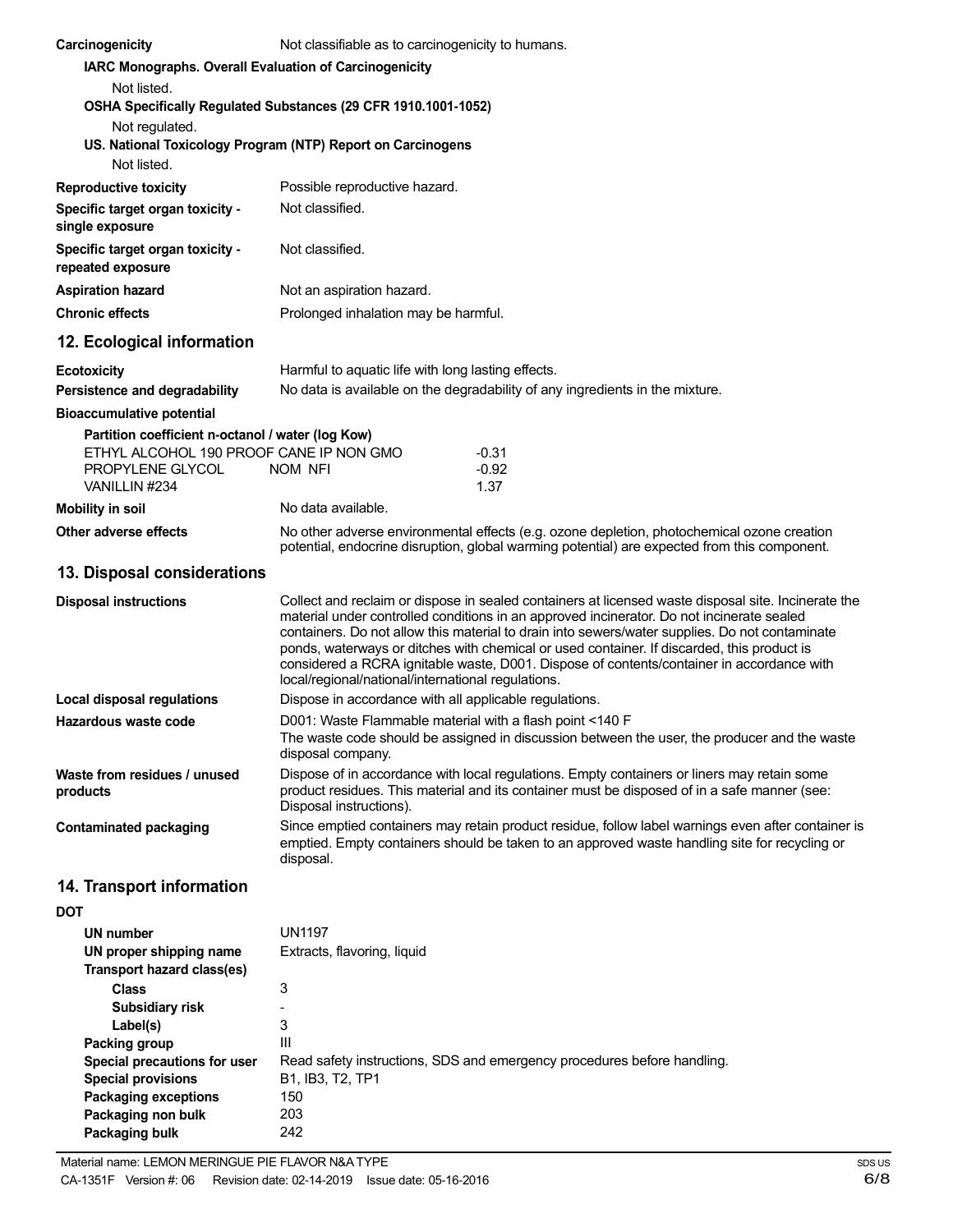**Carcinogenicity** Not classifiable as to carcinogenicity to humans.

**IARC Monographs. Overall Evaluation of Carcinogenicity**

Not listed.

**OSHA Specifically Regulated Substances (29 CFR 1910.1001-1052)**

Not regulated.

**US. National Toxicology Program (NTP) Report on Carcinogens**

Not listed.

| | |
|---|---|
| **Reproductive toxicity** | Possible reproductive hazard. |
| **Specific target organ toxicity - single exposure** | Not classified. |
| **Specific target organ toxicity - repeated exposure** | Not classified. |
| **Aspiration hazard** | Not an aspiration hazard. |
| **Chronic effects** | Prolonged inhalation may be harmful. |

## 12. Ecological information

| | |
|---|---|
| **Ecotoxicity** | Harmful to aquatic life with long lasting effects. |
| **Persistence and degradability** | No data is available on the degradability of any ingredients in the mixture. |

**Bioaccumulative potential**

**Partition coefficient n-octanol / water (log Kow)**

| | |
|---|---|
| ETHYL ALCOHOL 190 PROOF CANE IP NON GMO | -0.31 |
| PROPYLENE GLYCOL NOM NFI | -0.92 |
| VANILLIN #234 | 1.37 |

| | |
|---|---|
| **Mobility in soil** | No data available. |
| **Other adverse effects** | No other adverse environmental effects (e.g. ozone depletion, photochemical ozone creation potential, endocrine disruption, global warming potential) are expected from this component. |

## 13. Disposal considerations

| | |
|---|---|
| **Disposal instructions** | Collect and reclaim or dispose in sealed containers at licensed waste disposal site. Incinerate the material under controlled conditions in an approved incinerator. Do not incinerate sealed containers. Do not allow this material to drain into sewers/water supplies. Do not contaminate ponds, waterways or ditches with chemical or used container. If discarded, this product is considered a RCRA ignitable waste, D001. Dispose of contents/container in accordance with local/regional/national/international regulations. |
| **Local disposal regulations** | Dispose in accordance with all applicable regulations. |
| **Hazardous waste code** | D001: Waste Flammable material with a flash point <140 F<br>The waste code should be assigned in discussion between the user, the producer and the waste disposal company. |
| **Waste from residues / unused products** | Dispose of in accordance with local regulations. Empty containers or liners may retain some product residues. This material and its container must be disposed of in a safe manner (see: Disposal instructions). |
| **Contaminated packaging** | Since emptied containers may retain product residue, follow label warnings even after container is emptied. Empty containers should be taken to an approved waste handling site for recycling or disposal. |

## 14. Transport information

**DOT**

| | |
|---|---|
| **UN number** | UN1197 |
| **UN proper shipping name** | Extracts, flavoring, liquid |
| **Transport hazard class(es)** | |
| **Class** | 3 |
| **Subsidiary risk** | - |
| **Label(s)** | 3 |
| **Packing group** | III |
| **Special precautions for user** | Read safety instructions, SDS and emergency procedures before handling. |
| **Special provisions** | B1, IB3, T2, TP1 |
| **Packaging exceptions** | 150 |
| **Packaging non bulk** | 203 |
| **Packaging bulk** | 242 |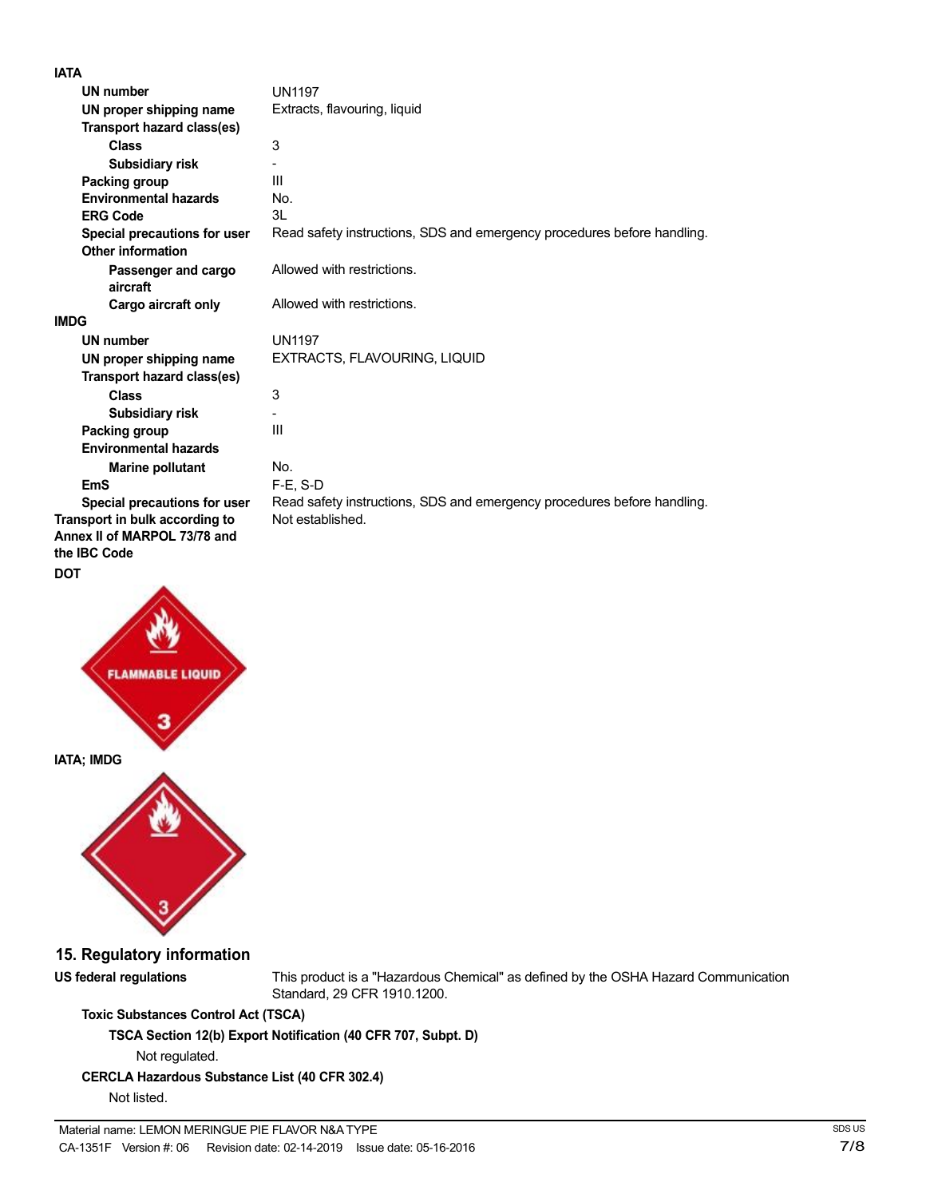**IATA**

| | |
|---|---|
| **UN number** | UN1197 |
| **UN proper shipping name** | Extracts, flavouring, liquid |
| **Transport hazard class(es)** | |
| **Class** | 3 |
| **Subsidiary risk** | - |
| **Packing group** | III |
| **Environmental hazards** | No. |
| **ERG Code** | 3L |
| **Special precautions for user** | Read safety instructions, SDS and emergency procedures before handling. |
| **Other information** | |
| **Passenger and cargo aircraft** | Allowed with restrictions. |
| **Cargo aircraft only** | Allowed with restrictions. |

**IMDG**

| | |
|---|---|
| **UN number** | UN1197 |
| **UN proper shipping name** | EXTRACTS, FLAVOURING, LIQUID |
| **Transport hazard class(es)** | |
| **Class** | 3 |
| **Subsidiary risk** | - |
| **Packing group** | III |
| **Environmental hazards** | |
| **Marine pollutant** | No. |
| **EmS** | F-E, S-D |
| **Special precautions for user** | Read safety instructions, SDS and emergency procedures before handling. |

**Transport in bulk according to Annex II of MARPOL 73/78 and the IBC Code** Not established.

**DOT**

FLAMMABLE LIQUID

3

**IATA; IMDG**

3

## 15. Regulatory information

**US federal regulations** This product is a "Hazardous Chemical" as defined by the OSHA Hazard Communication Standard, 29 CFR 1910.1200.

**Toxic Substances Control Act (TSCA)**

**TSCA Section 12(b) Export Notification (40 CFR 707, Subpt. D)**

Not regulated.

**CERCLA Hazardous Substance List (40 CFR 302.4)**

Not listed.

Material name: LEMON MERINGUE PIE FLAVOR N&A TYPE

CA-1351F Version #: 06 Revision date: 02-14-2019 Issue date: 05-16-2016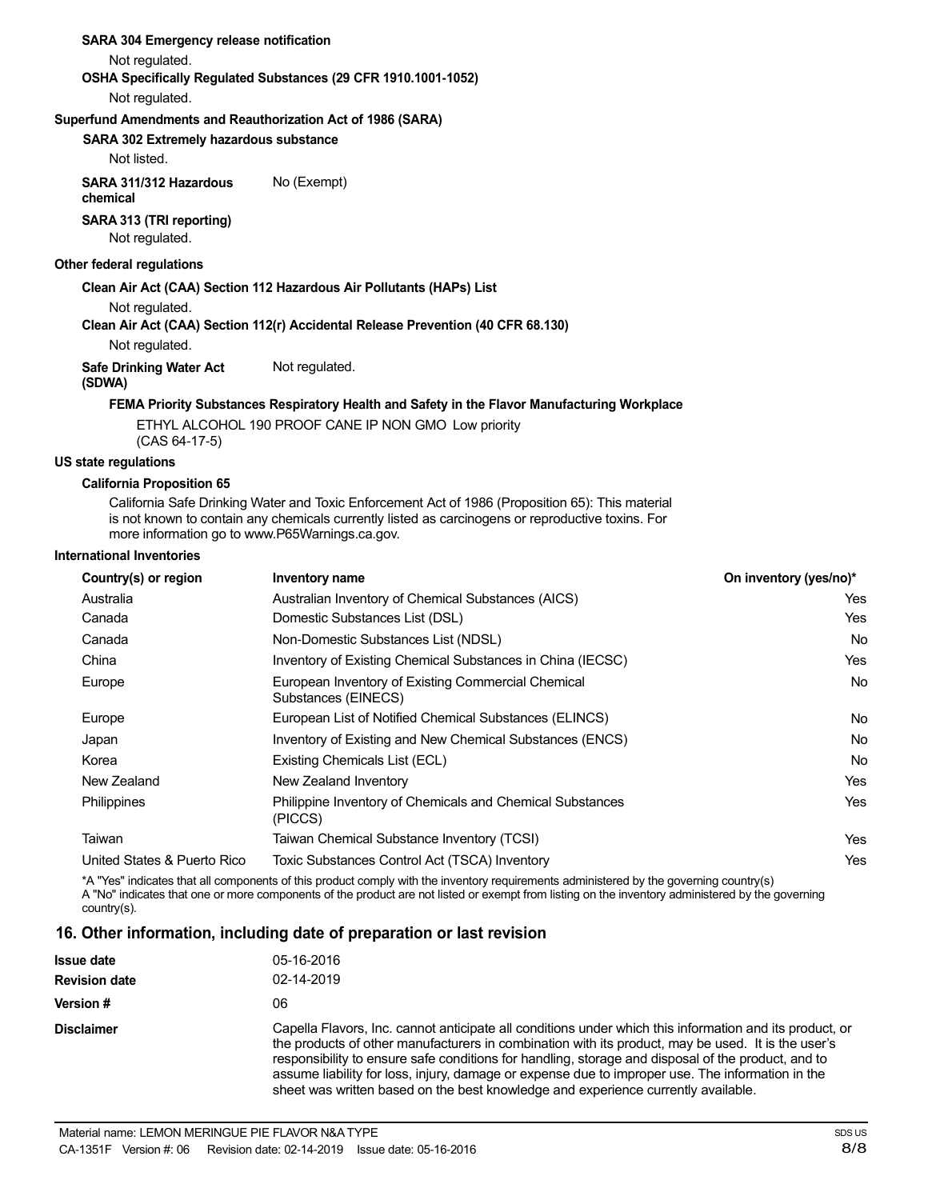**SARA 304 Emergency release notification**

Not regulated.

**OSHA Specifically Regulated Substances (29 CFR 1910.1001-1052)**

Not regulated.

**Superfund Amendments and Reauthorization Act of 1986 (SARA)**

**SARA 302 Extremely hazardous substance**

Not listed.

**SARA 311/312 Hazardous chemical** No (Exempt)

**SARA 313 (TRI reporting)**

Not regulated.

**Other federal regulations**

**Clean Air Act (CAA) Section 112 Hazardous Air Pollutants (HAPs) List**

Not regulated.

**Clean Air Act (CAA) Section 112(r) Accidental Release Prevention (40 CFR 68.130)**

Not regulated.

**Safe Drinking Water Act (SDWA)** Not regulated.

**FEMA Priority Substances Respiratory Health and Safety in the Flavor Manufacturing Workplace**

ETHYL ALCOHOL 190 PROOF CANE IP NON GMO Low priority
(CAS 64-17-5)

**US state regulations**

**California Proposition 65**

California Safe Drinking Water and Toxic Enforcement Act of 1986 (Proposition 65): This material is not known to contain any chemicals currently listed as carcinogens or reproductive toxins. For more information go to www.P65Warnings.ca.gov.

**International Inventories**

| Country(s) or region | Inventory name | On inventory (yes/no)* |
|---|---|---|
| Australia | Australian Inventory of Chemical Substances (AICS) | Yes |
| Canada | Domestic Substances List (DSL) | Yes |
| Canada | Non-Domestic Substances List (NDSL) | No |
| China | Inventory of Existing Chemical Substances in China (IECSC) | Yes |
| Europe | European Inventory of Existing Commercial Chemical Substances (EINECS) | No |
| Europe | European List of Notified Chemical Substances (ELINCS) | No |
| Japan | Inventory of Existing and New Chemical Substances (ENCS) | No |
| Korea | Existing Chemicals List (ECL) | No |
| New Zealand | New Zealand Inventory | Yes |
| Philippines | Philippine Inventory of Chemicals and Chemical Substances (PICCS) | Yes |
| Taiwan | Taiwan Chemical Substance Inventory (TCSI) | Yes |
| United States & Puerto Rico | Toxic Substances Control Act (TSCA) Inventory | Yes |

*A "Yes" indicates that all components of this product comply with the inventory requirements administered by the governing country(s)
A "No" indicates that one or more components of the product are not listed or exempt from listing on the inventory administered by the governing country(s).

## 16. Other information, including date of preparation or last revision

**Issue date** 05-16-2016

**Revision date** 02-14-2019

**Version #** 06

**Disclaimer** Capella Flavors, Inc. cannot anticipate all conditions under which this information and its product, or the products of other manufacturers in combination with its product, may be used. It is the user's responsibility to ensure safe conditions for handling, storage and disposal of the product, and to assume liability for loss, injury, damage or expense due to improper use. The information in the sheet was written based on the best knowledge and experience currently available.